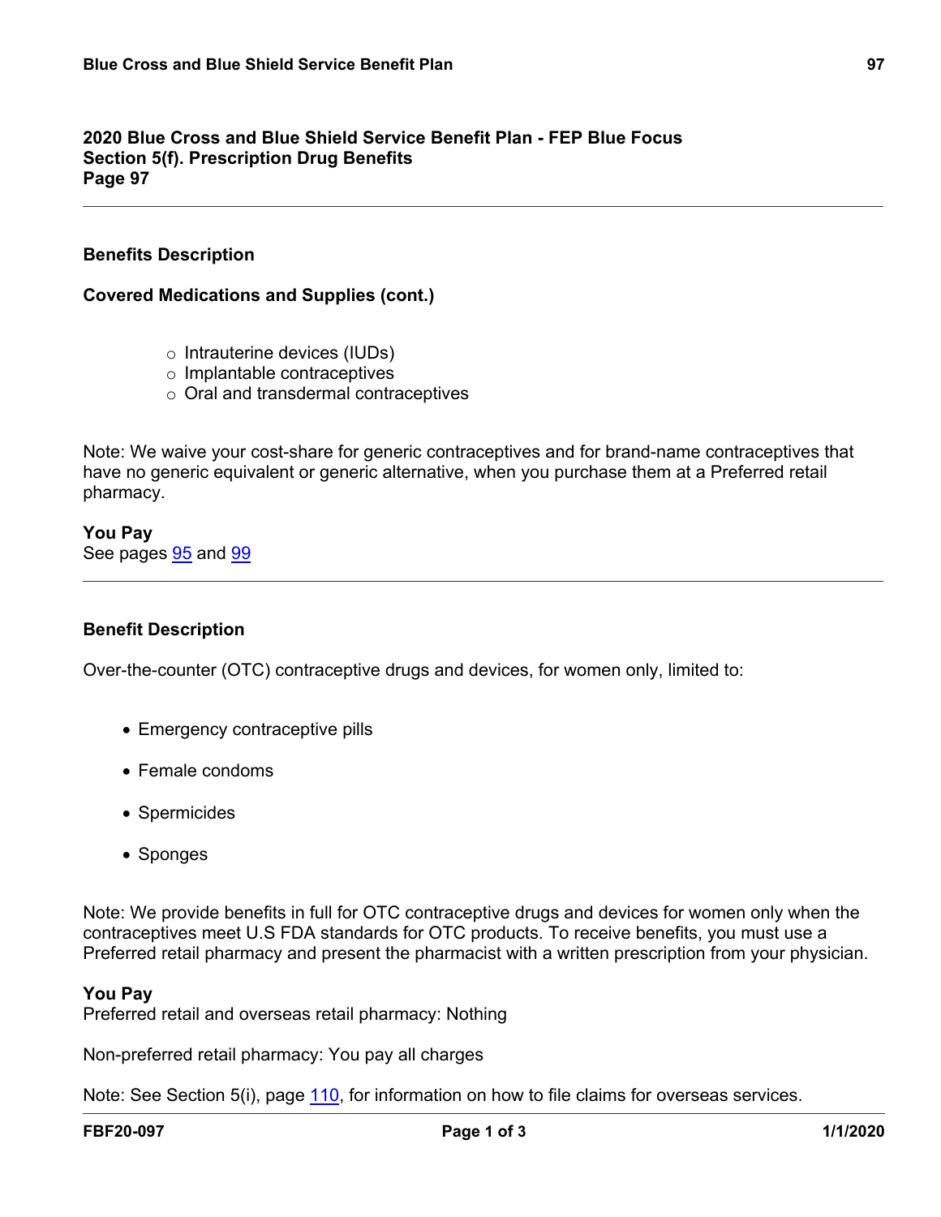## 2020 Blue Cross and Blue Shield Service Benefit Plan - FEP Blue Focus
## Section 5(f). Prescription Drug Benefits
## Page 97

---

### Benefits Description

#### Covered Medications and Supplies (cont.)

- Intrauterine devices (IUDs)
- Implantable contraceptives
- Oral and transdermal contraceptives

Note: We waive your cost-share for generic contraceptives and for brand-name contraceptives that have no generic equivalent or generic alternative, when you purchase them at a Preferred retail pharmacy.

**You Pay**
See pages 95 and 99

---

### Benefit Description

Over-the-counter (OTC) contraceptive drugs and devices, for women only, limited to:

- Emergency contraceptive pills
- Female condoms
- Spermicides
- Sponges

Note: We provide benefits in full for OTC contraceptive drugs and devices for women only when the contraceptives meet U.S FDA standards for OTC products. To receive benefits, you must use a Preferred retail pharmacy and present the pharmacist with a written prescription from your physician.

**You Pay**
Preferred retail and overseas retail pharmacy: Nothing

Non-preferred retail pharmacy: You pay all charges

Note: See Section 5(i), page 110, for information on how to file claims for overseas services.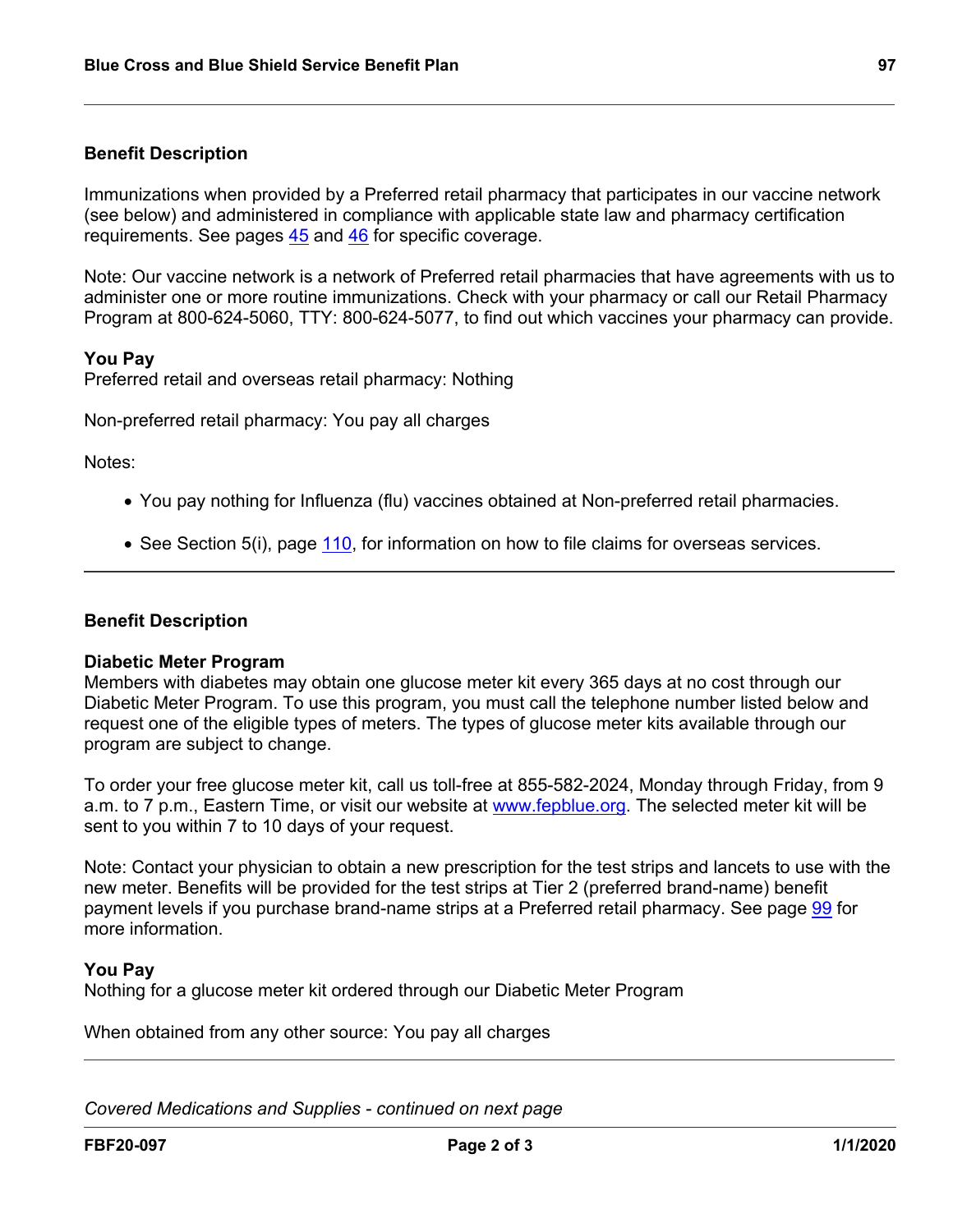**Benefit Description**

Immunizations when provided by a Preferred retail pharmacy that participates in our vaccine network (see below) and administered in compliance with applicable state law and pharmacy certification requirements. See pages 45 and 46 for specific coverage.

Note: Our vaccine network is a network of Preferred retail pharmacies that have agreements with us to administer one or more routine immunizations. Check with your pharmacy or call our Retail Pharmacy Program at 800-624-5060, TTY: 800-624-5077, to find out which vaccines your pharmacy can provide.

**You Pay**

Preferred retail and overseas retail pharmacy: Nothing

Non-preferred retail pharmacy: You pay all charges

Notes:

- You pay nothing for Influenza (flu) vaccines obtained at Non-preferred retail pharmacies.
- See Section 5(i), page 110, for information on how to file claims for overseas services.

---

**Benefit Description**

**Diabetic Meter Program**

Members with diabetes may obtain one glucose meter kit every 365 days at no cost through our Diabetic Meter Program. To use this program, you must call the telephone number listed below and request one of the eligible types of meters. The types of glucose meter kits available through our program are subject to change.

To order your free glucose meter kit, call us toll-free at 855-582-2024, Monday through Friday, from 9 a.m. to 7 p.m., Eastern Time, or visit our website at www.fepblue.org. The selected meter kit will be sent to you within 7 to 10 days of your request.

Note: Contact your physician to obtain a new prescription for the test strips and lancets to use with the new meter. Benefits will be provided for the test strips at Tier 2 (preferred brand-name) benefit payment levels if you purchase brand-name strips at a Preferred retail pharmacy. See page 99 for more information.

**You Pay**

Nothing for a glucose meter kit ordered through our Diabetic Meter Program

When obtained from any other source: You pay all charges

---

*Covered Medications and Supplies - continued on next page*